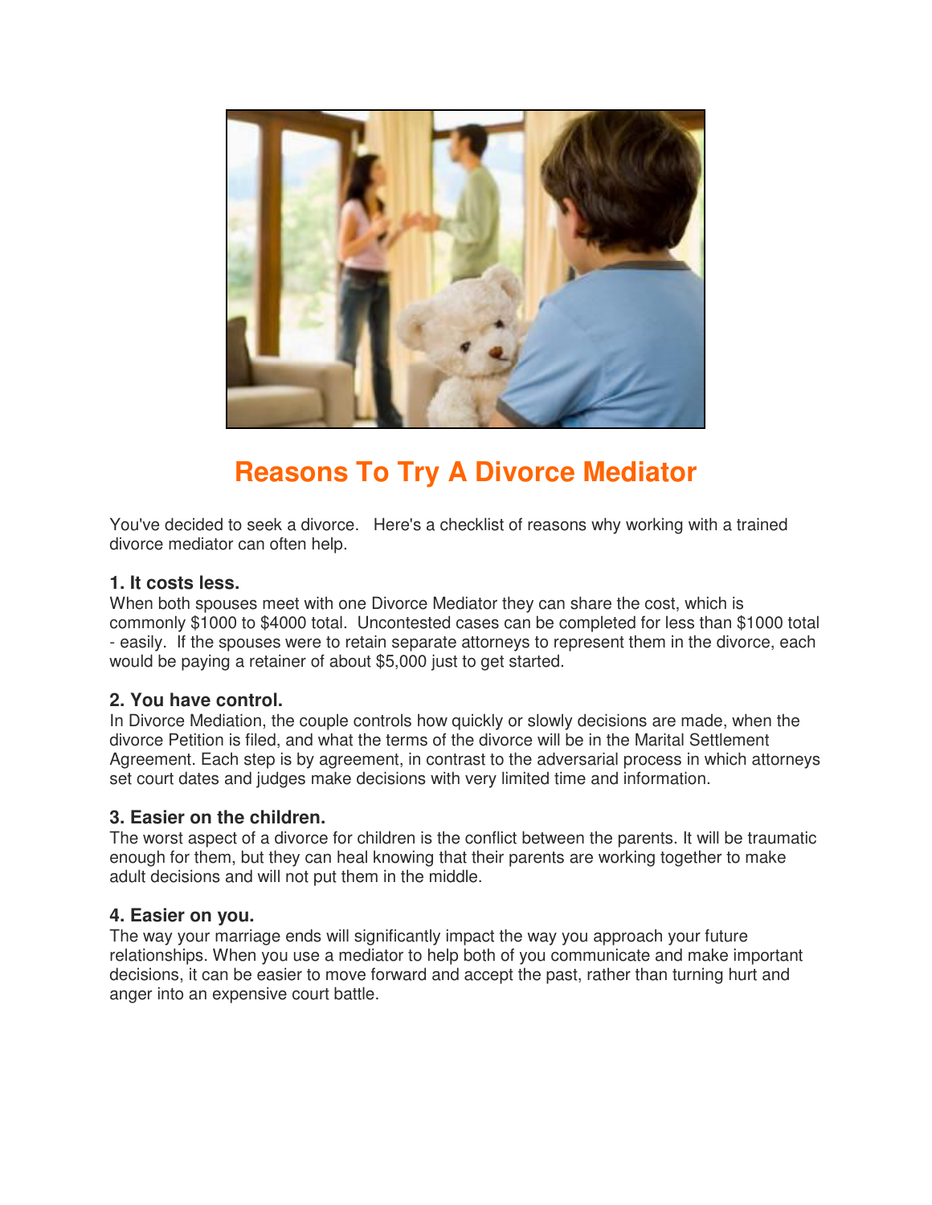# Reasons To Try A Divorce Mediator

You've decided to seek a divorce. Here's a checklist of reasons why working with a trained divorce mediator can often help.

### 1. It costs less.

When both spouses meet with one Divorce Mediator they can share the cost, which is commonly $1000 to $4000 total. Uncontested cases can be completed for less than $1000 total - easily. If the spouses were to retain separate attorneys to represent them in the divorce, each would be paying a retainer of about $5,000 just to get started.

### 2. You have control.

In Divorce Mediation, the couple controls how quickly or slowly decisions are made, when the divorce Petition is filed, and what the terms of the divorce will be in the Marital Settlement Agreement. Each step is by agreement, in contrast to the adversarial process in which attorneys set court dates and judges make decisions with very limited time and information.

### 3. Easier on the children.

The worst aspect of a divorce for children is the conflict between the parents. It will be traumatic enough for them, but they can heal knowing that their parents are working together to make adult decisions and will not put them in the middle.

### 4. Easier on you.

The way your marriage ends will significantly impact the way you approach your future relationships. When you use a mediator to help both of you communicate and make important decisions, it can be easier to move forward and accept the past, rather than turning hurt and anger into an expensive court battle.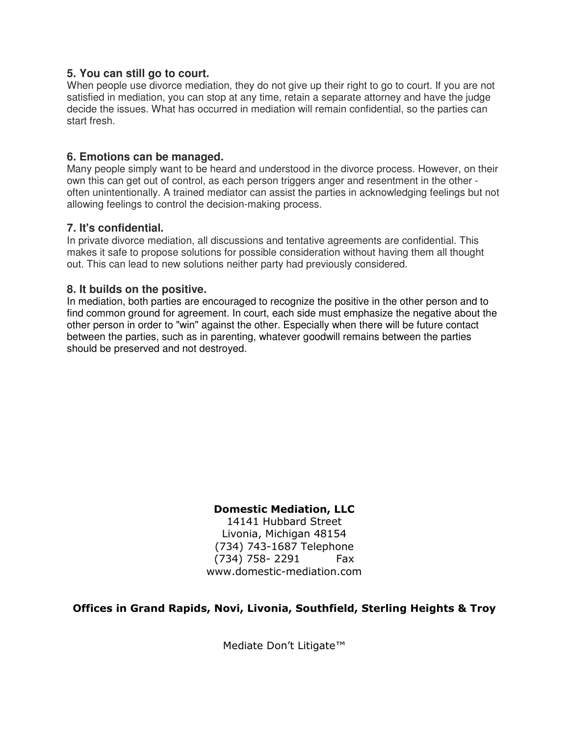### 5. You can still go to court.

When people use divorce mediation, they do not give up their right to go to court. If you are not satisfied in mediation, you can stop at any time, retain a separate attorney and have the judge decide the issues. What has occurred in mediation will remain confidential, so the parties can start fresh.

### 6. Emotions can be managed.

Many people simply want to be heard and understood in the divorce process. However, on their own this can get out of control, as each person triggers anger and resentment in the other - often unintentionally. A trained mediator can assist the parties in acknowledging feelings but not allowing feelings to control the decision-making process.

### 7. It's confidential.

In private divorce mediation, all discussions and tentative agreements are confidential. This makes it safe to propose solutions for possible consideration without having them all thought out. This can lead to new solutions neither party had previously considered.

### 8. It builds on the positive.

In mediation, both parties are encouraged to recognize the positive in the other person and to find common ground for agreement. In court, each side must emphasize the negative about the other person in order to "win" against the other. Especially when there will be future contact between the parties, such as in parenting, whatever goodwill remains between the parties should be preserved and not destroyed.

**Domestic Mediation, LLC**
14141 Hubbard Street
Livonia, Michigan 48154
(734) 743-1687 Telephone
(734) 758- 2291 Fax
www.domestic-mediation.com

**Offices in Grand Rapids, Novi, Livonia, Southfield, Sterling Heights & Troy**

Mediate Don't Litigate™